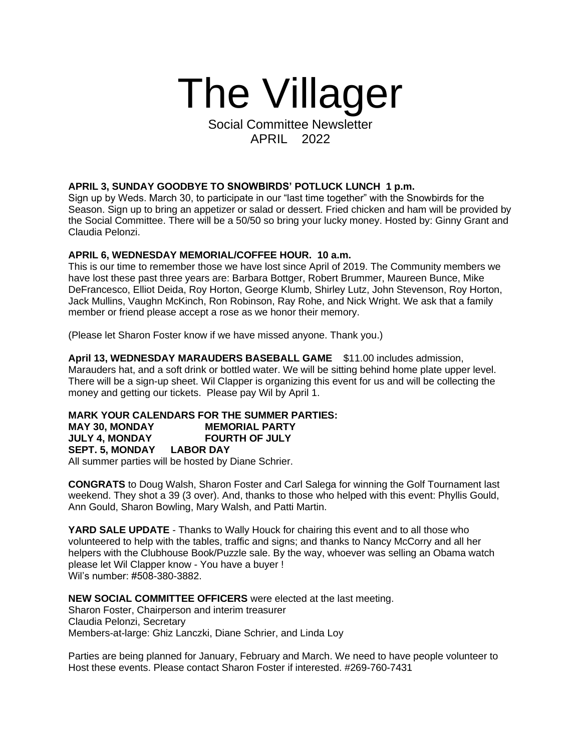# The Villager

Social Committee Newsletter
APRIL 2022

**APRIL 3, SUNDAY GOODBYE TO SNOWBIRDS' POTLUCK LUNCH 1 p.m.**
Sign up by Weds. March 30, to participate in our "last time together" with the Snowbirds for the Season. Sign up to bring an appetizer or salad or dessert. Fried chicken and ham will be provided by the Social Committee. There will be a 50/50 so bring your lucky money. Hosted by: Ginny Grant and Claudia Pelonzi.

**APRIL 6, WEDNESDAY MEMORIAL/COFFEE HOUR. 10 a.m.**
This is our time to remember those we have lost since April of 2019. The Community members we have lost these past three years are: Barbara Bottger, Robert Brummer, Maureen Bunce, Mike DeFrancesco, Elliot Deida, Roy Horton, George Klumb, Shirley Lutz, John Stevenson, Roy Horton, Jack Mullins, Vaughn McKinch, Ron Robinson, Ray Rohe, and Nick Wright. We ask that a family member or friend please accept a rose as we honor their memory.

(Please let Sharon Foster know if we have missed anyone. Thank you.)

**April 13, WEDNESDAY MARAUDERS BASEBALL GAME** $11.00 includes admission, Marauders hat, and a soft drink or bottled water. We will be sitting behind home plate upper level. There will be a sign-up sheet. Wil Clapper is organizing this event for us and will be collecting the money and getting our tickets. Please pay Wil by April 1.

**MARK YOUR CALENDARS FOR THE SUMMER PARTIES:**
**MAY 30, MONDAY MEMORIAL PARTY**
**JULY 4, MONDAY FOURTH OF JULY**
**SEPT. 5, MONDAY LABOR DAY**
All summer parties will be hosted by Diane Schrier.

**CONGRATS** to Doug Walsh, Sharon Foster and Carl Salega for winning the Golf Tournament last weekend. They shot a 39 (3 over). And, thanks to those who helped with this event: Phyllis Gould, Ann Gould, Sharon Bowling, Mary Walsh, and Patti Martin.

**YARD SALE UPDATE** - Thanks to Wally Houck for chairing this event and to all those who volunteered to help with the tables, traffic and signs; and thanks to Nancy McCorry and all her helpers with the Clubhouse Book/Puzzle sale. By the way, whoever was selling an Obama watch please let Wil Clapper know - You have a buyer !
Wil's number: #508-380-3882.

**NEW SOCIAL COMMITTEE OFFICERS** were elected at the last meeting.
Sharon Foster, Chairperson and interim treasurer
Claudia Pelonzi, Secretary
Members-at-large: Ghiz Lanczki, Diane Schrier, and Linda Loy

Parties are being planned for January, February and March. We need to have people volunteer to Host these events. Please contact Sharon Foster if interested. #269-760-7431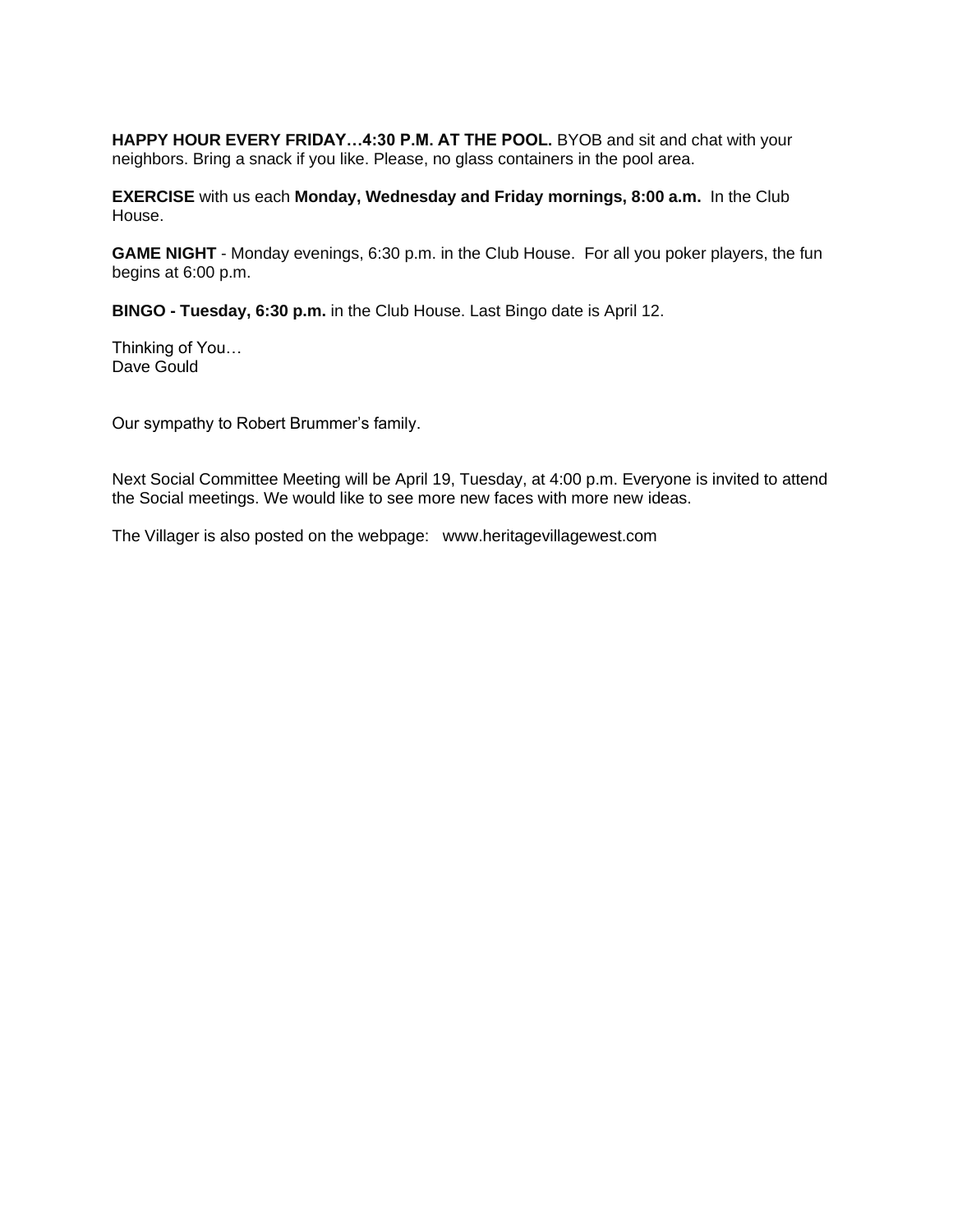**HAPPY HOUR EVERY FRIDAY…4:30 P.M. AT THE POOL.** BYOB and sit and chat with your neighbors. Bring a snack if you like. Please, no glass containers in the pool area.

**EXERCISE** with us each **Monday, Wednesday and Friday mornings, 8:00 a.m.** In the Club House.

**GAME NIGHT** - Monday evenings, 6:30 p.m. in the Club House. For all you poker players, the fun begins at 6:00 p.m.

**BINGO - Tuesday, 6:30 p.m.** in the Club House. Last Bingo date is April 12.

Thinking of You…
Dave Gould

Our sympathy to Robert Brummer's family.

Next Social Committee Meeting will be April 19, Tuesday, at 4:00 p.m. Everyone is invited to attend the Social meetings. We would like to see more new faces with more new ideas.

The Villager is also posted on the webpage: www.heritagevillagewest.com